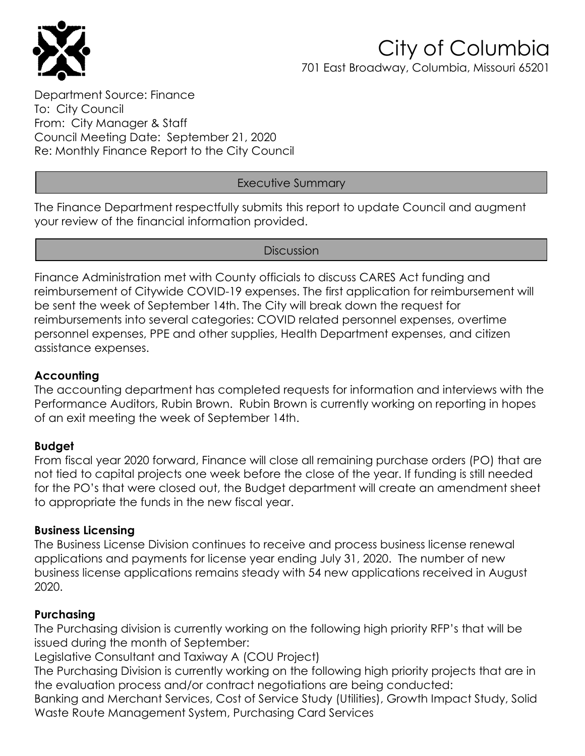# City of Columbia

701 East Broadway, Columbia, Missouri 65201

Department Source: Finance
To: City Council
From: City Manager & Staff
Council Meeting Date: September 21, 2020
Re: Monthly Finance Report to the City Council

## Executive Summary

The Finance Department respectfully submits this report to update Council and augment your review of the financial information provided.

## Discussion

Finance Administration met with County officials to discuss CARES Act funding and reimbursement of Citywide COVID-19 expenses. The first application for reimbursement will be sent the week of September 14th. The City will break down the request for reimbursements into several categories: COVID related personnel expenses, overtime personnel expenses, PPE and other supplies, Health Department expenses, and citizen assistance expenses.

**Accounting**

The accounting department has completed requests for information and interviews with the Performance Auditors, Rubin Brown. Rubin Brown is currently working on reporting in hopes of an exit meeting the week of September 14th.

**Budget**

From fiscal year 2020 forward, Finance will close all remaining purchase orders (PO) that are not tied to capital projects one week before the close of the year. If funding is still needed for the PO's that were closed out, the Budget department will create an amendment sheet to appropriate the funds in the new fiscal year.

**Business Licensing**

The Business License Division continues to receive and process business license renewal applications and payments for license year ending July 31, 2020. The number of new business license applications remains steady with 54 new applications received in August 2020.

**Purchasing**

The Purchasing division is currently working on the following high priority RFP's that will be issued during the month of September:

Legislative Consultant and Taxiway A (COU Project)

The Purchasing Division is currently working on the following high priority projects that are in the evaluation process and/or contract negotiations are being conducted:

Banking and Merchant Services, Cost of Service Study (Utilities), Growth Impact Study, Solid Waste Route Management System, Purchasing Card Services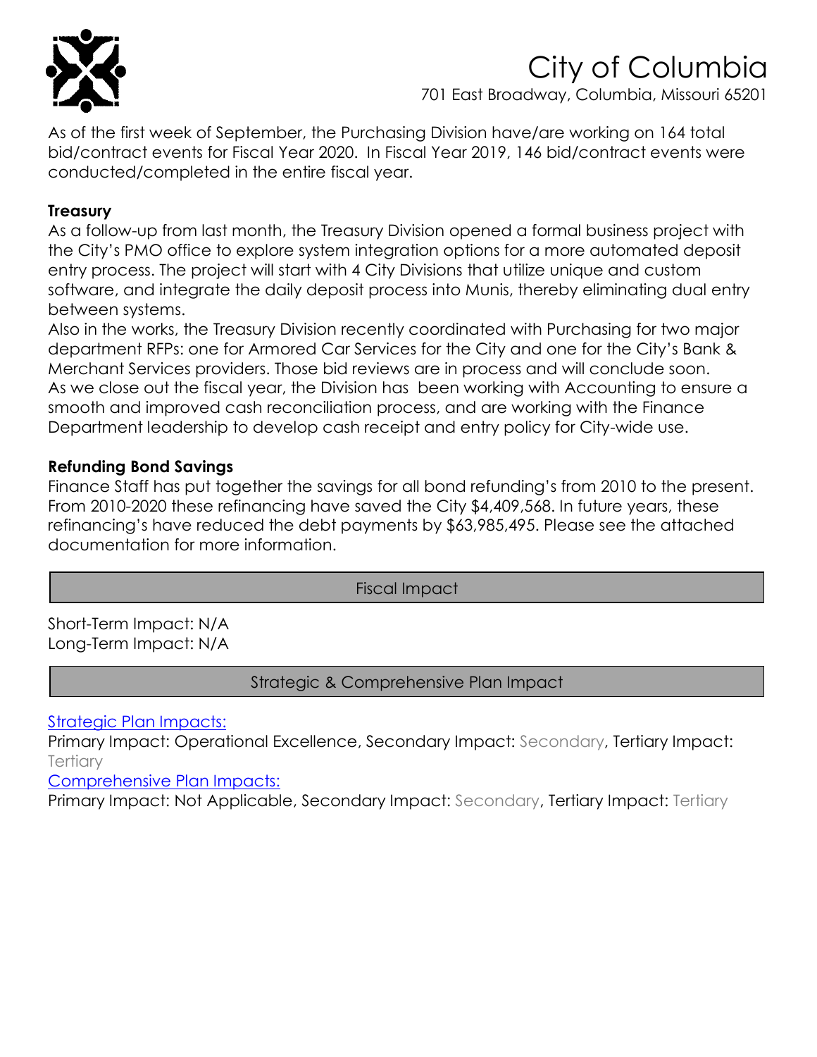As of the first week of September, the Purchasing Division have/are working on 164 total bid/contract events for Fiscal Year 2020. In Fiscal Year 2019, 146 bid/contract events were conducted/completed in the entire fiscal year.

**Treasury**

As a follow-up from last month, the Treasury Division opened a formal business project with the City's PMO office to explore system integration options for a more automated deposit entry process. The project will start with 4 City Divisions that utilize unique and custom software, and integrate the daily deposit process into Munis, thereby eliminating dual entry between systems.

Also in the works, the Treasury Division recently coordinated with Purchasing for two major department RFPs: one for Armored Car Services for the City and one for the City's Bank & Merchant Services providers. Those bid reviews are in process and will conclude soon.

As we close out the fiscal year, the Division has been working with Accounting to ensure a smooth and improved cash reconciliation process, and are working with the Finance Department leadership to develop cash receipt and entry policy for City-wide use.

**Refunding Bond Savings**

Finance Staff has put together the savings for all bond refunding's from 2010 to the present. From 2010-2020 these refinancing have saved the City $4,409,568. In future years, these refinancing's have reduced the debt payments by $63,985,495. Please see the attached documentation for more information.

## Fiscal Impact

Short-Term Impact: N/A
Long-Term Impact: N/A

## Strategic & Comprehensive Plan Impact

Strategic Plan Impacts:

Primary Impact: Operational Excellence, Secondary Impact: Secondary, Tertiary Impact: Tertiary

Comprehensive Plan Impacts:

Primary Impact: Not Applicable, Secondary Impact: Secondary, Tertiary Impact: Tertiary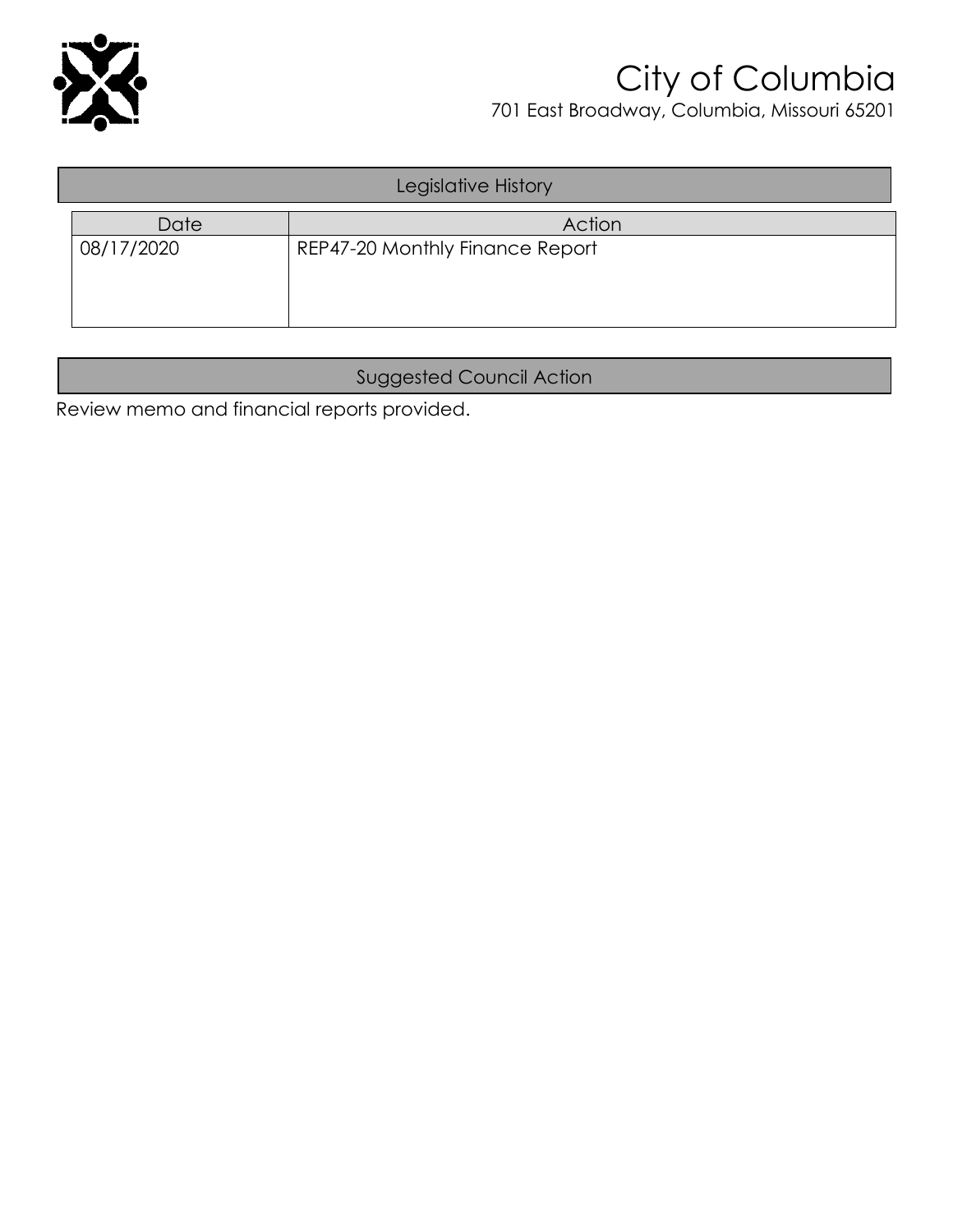# City of Columbia

701 East Broadway, Columbia, Missouri 65201

## Legislative History

| Date | Action |
| --- | --- |
| 08/17/2020 | REP47-20 Monthly Finance Report |

## Suggested Council Action

Review memo and financial reports provided.